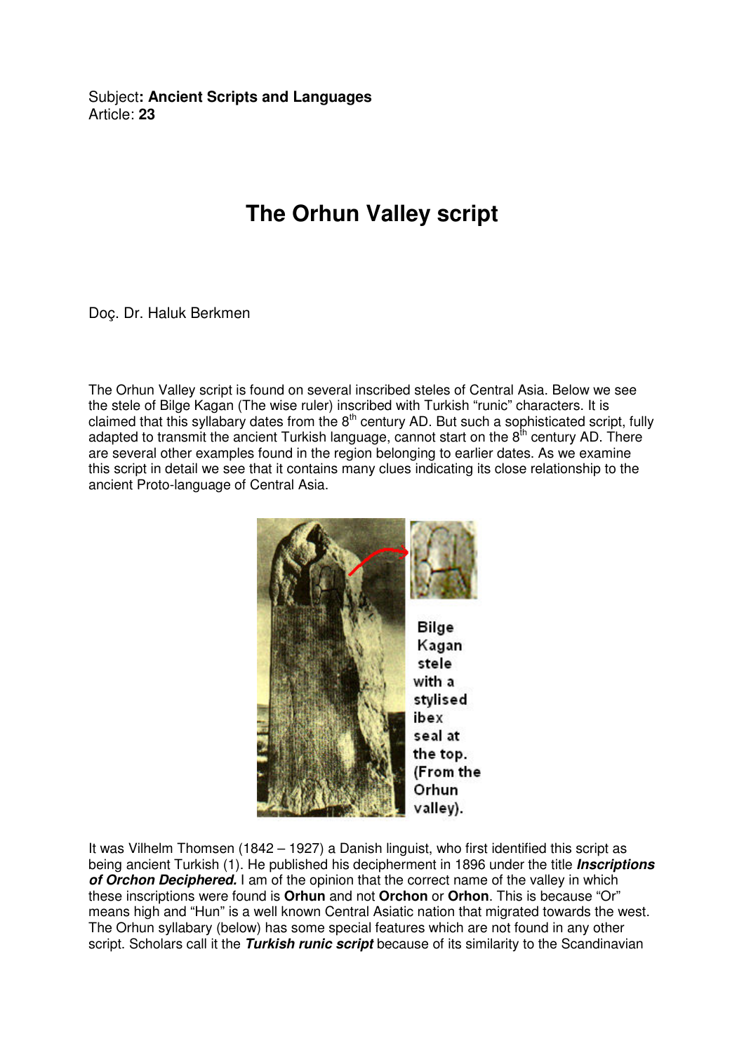Subject**: Ancient Scripts and Languages**
Article: **23**

# The Orhun Valley script

Doç. Dr. Haluk Berkmen

The Orhun Valley script is found on several inscribed steles of Central Asia. Below we see the stele of Bilge Kagan (The wise ruler) inscribed with Turkish "runic" characters. It is claimed that this syllabary dates from the 8th century AD. But such a sophisticated script, fully adapted to transmit the ancient Turkish language, cannot start on the 8th century AD. There are several other examples found in the region belonging to earlier dates. As we examine this script in detail we see that it contains many clues indicating its close relationship to the ancient Proto-language of Central Asia.

Bilge Kagan stele with a stylised ibex seal at the top. (From the Orhun valley).

It was Vilhelm Thomsen (1842 – 1927) a Danish linguist, who first identified this script as being ancient Turkish (1). He published his decipherment in 1896 under the title ***Inscriptions of Orchon Deciphered.*** I am of the opinion that the correct name of the valley in which these inscriptions were found is **Orhun** and not **Orchon** or **Orhon**. This is because "Or" means high and "Hun" is a well known Central Asiatic nation that migrated towards the west. The Orhun syllabary (below) has some special features which are not found in any other script. Scholars call it the ***Turkish runic script*** because of its similarity to the Scandinavian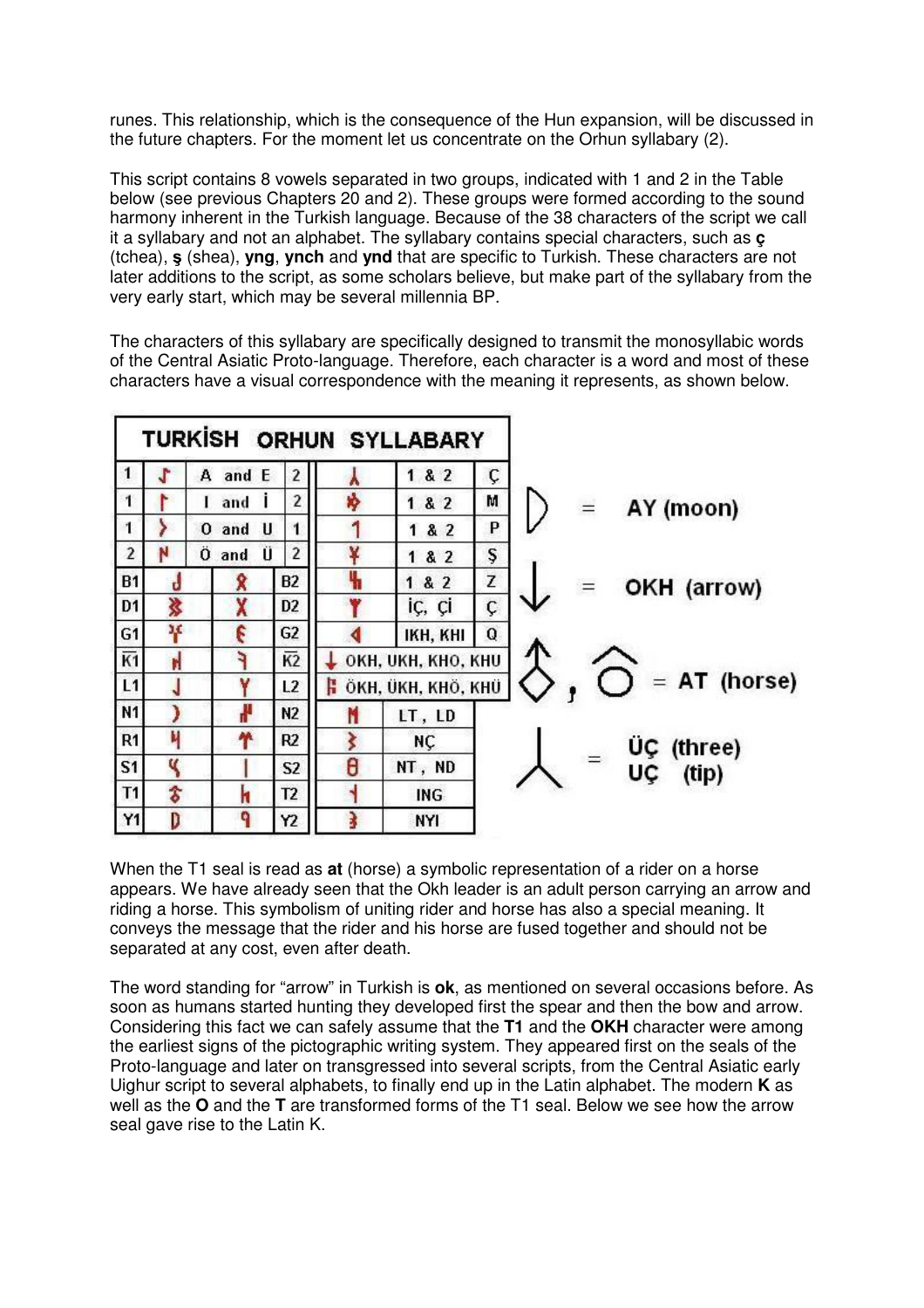runes. This relationship, which is the consequence of the Hun expansion, will be discussed in the future chapters. For the moment let us concentrate on the Orhun syllabary (2).

This script contains 8 vowels separated in two groups, indicated with 1 and 2 in the Table below (see previous Chapters 20 and 2). These groups were formed according to the sound harmony inherent in the Turkish language. Because of the 38 characters of the script we call it a syllabary and not an alphabet. The syllabary contains special characters, such as **ç** (tchea), **ş** (shea), **yng**, **ynch** and **ynd** that are specific to Turkish. These characters are not later additions to the script, as some scholars believe, but make part of the syllabary from the very early start, which may be several millennia BP.

The characters of this syllabary are specifically designed to transmit the monosyllabic words of the Central Asiatic Proto-language. Therefore, each character is a word and most of these characters have a visual correspondence with the meaning it represents, as shown below.

**TURKİSH ORHUN SYLLABARY**

| | | | | | | |
|---|---|---|---|---|---|---|
| 1 | | A and E | 2 | | 1 & 2 | Ç |
| 1 | | I and İ | 2 | | 1 & 2 | M |
| 1 | | O and U | 1 | | 1 & 2 | P |
| 2 | | Ö and Ü | 2 | | 1 & 2 | Ş |
| B1 | | | B2 | | 1 & 2 | Z |
| D1 | | | D2 | | İÇ, Çİ | Ç |
| G1 | | | G2 | | IKH, KHI | Q |
| K̄1 | | | K̄2 | ↓ | OKH, UKH, KHO, KHU | |
| L1 | | | L2 | | ÖKH, ÜKH, KHÖ, KHÜ | |
| N1 | | | N2 | | LT, LD | |
| R1 | | | R2 | | NÇ | |
| S1 | | | S2 | | NT, ND | |
| T1 | | | T2 | | ING | |
| Y1 | | | Y2 | | NYI | |

= AY (moon)

↓ = OKH (arrow)

= AT (horse)

= ÜÇ (three)
UÇ (tip)

When the T1 seal is read as **at** (horse) a symbolic representation of a rider on a horse appears. We have already seen that the Okh leader is an adult person carrying an arrow and riding a horse. This symbolism of uniting rider and horse has also a special meaning. It conveys the message that the rider and his horse are fused together and should not be separated at any cost, even after death.

The word standing for "arrow" in Turkish is **ok**, as mentioned on several occasions before. As soon as humans started hunting they developed first the spear and then the bow and arrow. Considering this fact we can safely assume that the **T1** and the **OKH** character were among the earliest signs of the pictographic writing system. They appeared first on the seals of the Proto-language and later on transgressed into several scripts, from the Central Asiatic early Uighur script to several alphabets, to finally end up in the Latin alphabet. The modern **K** as well as the **O** and the **T** are transformed forms of the T1 seal. Below we see how the arrow seal gave rise to the Latin K.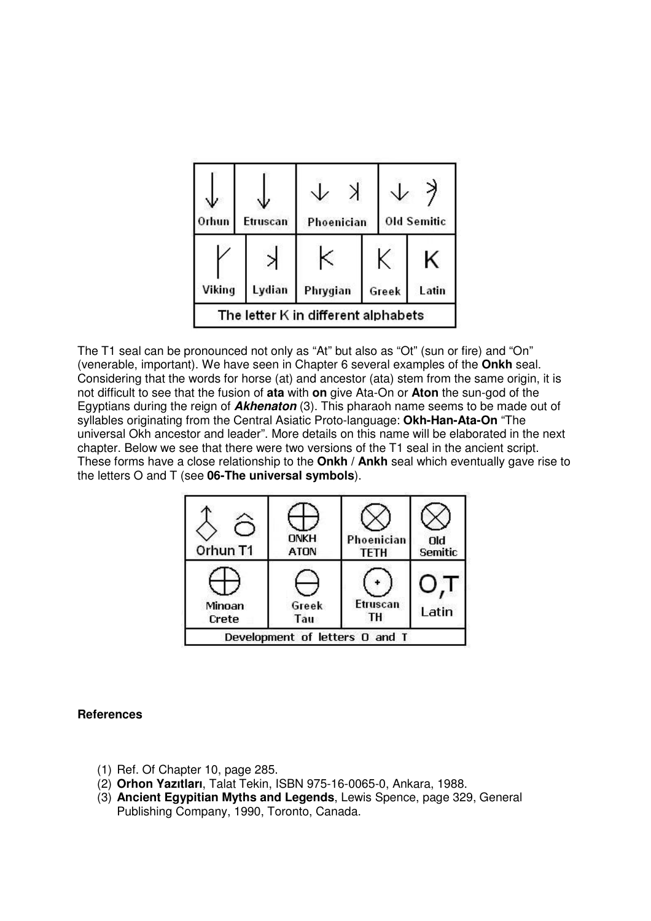| ↓ | ↓ | ↓ ꓘ | ↓ ≯ | |
| --- | --- | --- | --- | --- |
| Orhun | Etruscan | Phoenician | Old Semitic | |
| Viking | Lydian | Phrygian | Greek | Latin |

The letter K in different alphabets

The T1 seal can be pronounced not only as "At" but also as "Ot" (sun or fire) and "On" (venerable, important). We have seen in Chapter 6 several examples of the **Onkh** seal. Considering that the words for horse (at) and ancestor (ata) stem from the same origin, it is not difficult to see that the fusion of **ata** with **on** give Ata-On or **Aton** the sun-god of the Egyptians during the reign of ***Akhenaton*** (3). This pharaoh name seems to be made out of syllables originating from the Central Asiatic Proto-language: **Okh-Han-Ata-On** "The universal Okh ancestor and leader". More details on this name will be elaborated in the next chapter. Below we see that there were two versions of the T1 seal in the ancient script. These forms have a close relationship to the **Onkh** / **Ankh** seal which eventually gave rise to the letters O and T (see **06-The universal symbols**).

| | | | |
| --- | --- | --- | --- |
| Orhun T1 | ONKH ATON | Phoenician TETH | Old Semitic |
| Minoan Crete | Greek Tau | Etruscan TH | O,T Latin |

Development of letters O and T

**References**

(1) Ref. Of Chapter 10, page 285.
(2) **Orhon Yazıtları**, Talat Tekin, ISBN 975-16-0065-0, Ankara, 1988.
(3) **Ancient Egypitian Myths and Legends**, Lewis Spence, page 329, General Publishing Company, 1990, Toronto, Canada.